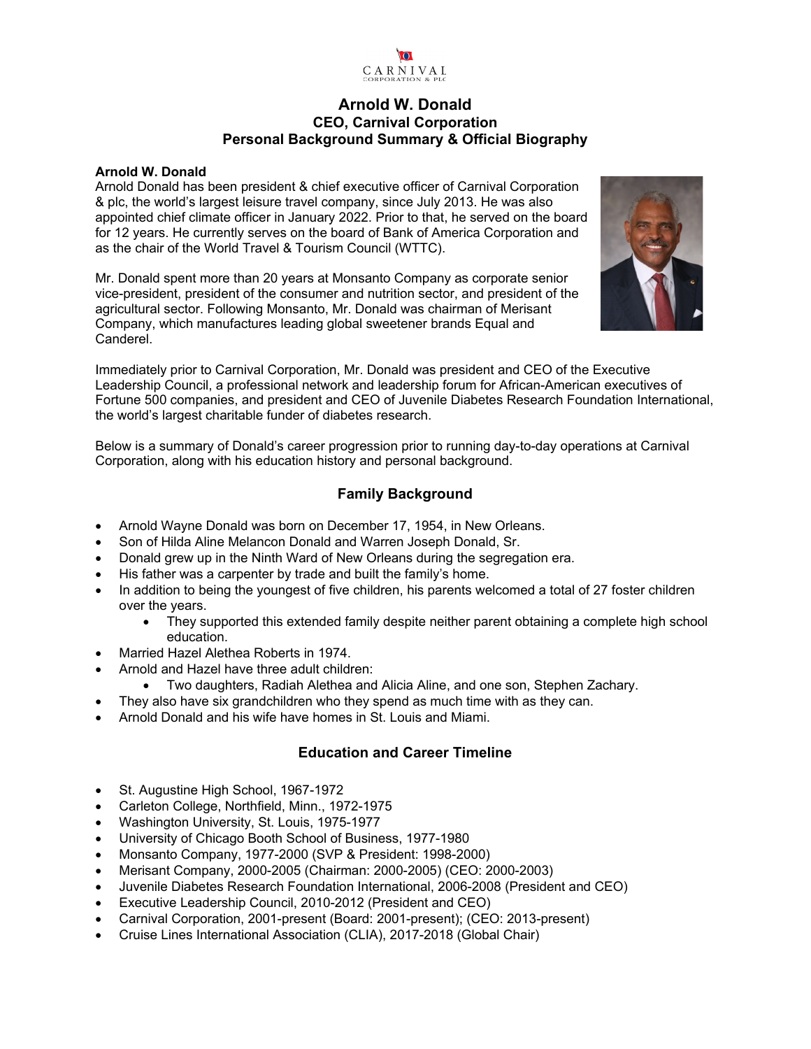CARNIVAL CORPORATION & PLC

# Arnold W. Donald
## CEO, Carnival Corporation
## Personal Background Summary & Official Biography

**Arnold W. Donald**
Arnold Donald has been president & chief executive officer of Carnival Corporation & plc, the world's largest leisure travel company, since July 2013. He was also appointed chief climate officer in January 2022. Prior to that, he served on the board for 12 years. He currently serves on the board of Bank of America Corporation and as the chair of the World Travel & Tourism Council (WTTC).

Mr. Donald spent more than 20 years at Monsanto Company as corporate senior vice-president, president of the consumer and nutrition sector, and president of the agricultural sector. Following Monsanto, Mr. Donald was chairman of Merisant Company, which manufactures leading global sweetener brands Equal and Canderel.

Immediately prior to Carnival Corporation, Mr. Donald was president and CEO of the Executive Leadership Council, a professional network and leadership forum for African-American executives of Fortune 500 companies, and president and CEO of Juvenile Diabetes Research Foundation International, the world's largest charitable funder of diabetes research.

Below is a summary of Donald's career progression prior to running day-to-day operations at Carnival Corporation, along with his education history and personal background.

### Family Background

- Arnold Wayne Donald was born on December 17, 1954, in New Orleans.
- Son of Hilda Aline Melancon Donald and Warren Joseph Donald, Sr.
- Donald grew up in the Ninth Ward of New Orleans during the segregation era.
- His father was a carpenter by trade and built the family's home.
- In addition to being the youngest of five children, his parents welcomed a total of 27 foster children over the years.
    - They supported this extended family despite neither parent obtaining a complete high school education.
- Married Hazel Alethea Roberts in 1974.
- Arnold and Hazel have three adult children:
    - Two daughters, Radiah Alethea and Alicia Aline, and one son, Stephen Zachary.
- They also have six grandchildren who they spend as much time with as they can.
- Arnold Donald and his wife have homes in St. Louis and Miami.

### Education and Career Timeline

- St. Augustine High School, 1967-1972
- Carleton College, Northfield, Minn., 1972-1975
- Washington University, St. Louis, 1975-1977
- University of Chicago Booth School of Business, 1977-1980
- Monsanto Company, 1977-2000 (SVP & President: 1998-2000)
- Merisant Company, 2000-2005 (Chairman: 2000-2005) (CEO: 2000-2003)
- Juvenile Diabetes Research Foundation International, 2006-2008 (President and CEO)
- Executive Leadership Council, 2010-2012 (President and CEO)
- Carnival Corporation, 2001-present (Board: 2001-present); (CEO: 2013-present)
- Cruise Lines International Association (CLIA), 2017-2018 (Global Chair)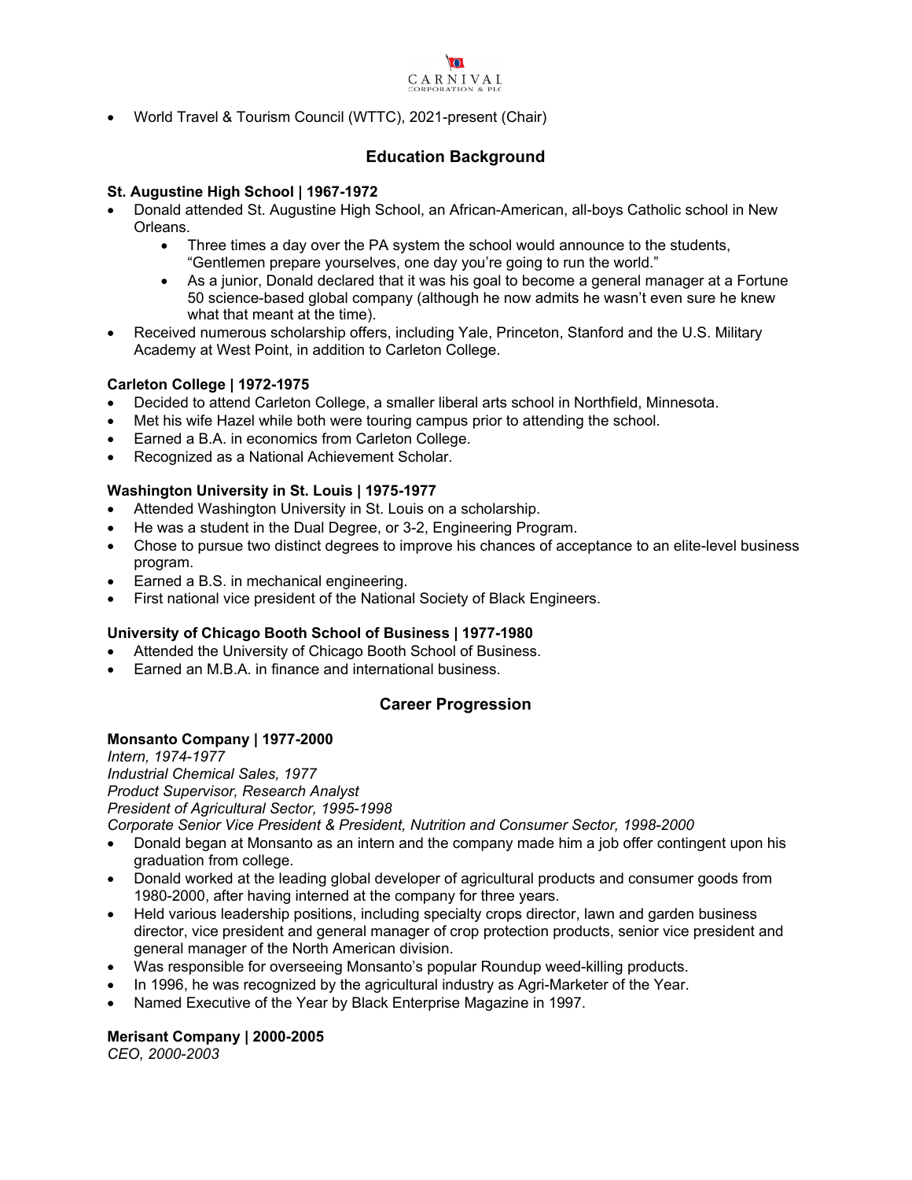- World Travel & Tourism Council (WTTC), 2021-present (Chair)

## Education Background

**St. Augustine High School | 1967-1972**

- Donald attended St. Augustine High School, an African-American, all-boys Catholic school in New Orleans.
  - Three times a day over the PA system the school would announce to the students, "Gentlemen prepare yourselves, one day you're going to run the world."
  - As a junior, Donald declared that it was his goal to become a general manager at a Fortune 50 science-based global company (although he now admits he wasn't even sure he knew what that meant at the time).
- Received numerous scholarship offers, including Yale, Princeton, Stanford and the U.S. Military Academy at West Point, in addition to Carleton College.

**Carleton College | 1972-1975**

- Decided to attend Carleton College, a smaller liberal arts school in Northfield, Minnesota.
- Met his wife Hazel while both were touring campus prior to attending the school.
- Earned a B.A. in economics from Carleton College.
- Recognized as a National Achievement Scholar.

**Washington University in St. Louis | 1975-1977**

- Attended Washington University in St. Louis on a scholarship.
- He was a student in the Dual Degree, or 3-2, Engineering Program.
- Chose to pursue two distinct degrees to improve his chances of acceptance to an elite-level business program.
- Earned a B.S. in mechanical engineering.
- First national vice president of the National Society of Black Engineers.

**University of Chicago Booth School of Business | 1977-1980**

- Attended the University of Chicago Booth School of Business.
- Earned an M.B.A. in finance and international business.

## Career Progression

**Monsanto Company | 1977-2000**

*Intern, 1974-1977*
*Industrial Chemical Sales, 1977*
*Product Supervisor, Research Analyst*
*President of Agricultural Sector, 1995-1998*
*Corporate Senior Vice President & President, Nutrition and Consumer Sector, 1998-2000*

- Donald began at Monsanto as an intern and the company made him a job offer contingent upon his graduation from college.
- Donald worked at the leading global developer of agricultural products and consumer goods from 1980-2000, after having interned at the company for three years.
- Held various leadership positions, including specialty crops director, lawn and garden business director, vice president and general manager of crop protection products, senior vice president and general manager of the North American division.
- Was responsible for overseeing Monsanto's popular Roundup weed-killing products.
- In 1996, he was recognized by the agricultural industry as Agri-Marketer of the Year.
- Named Executive of the Year by Black Enterprise Magazine in 1997.

**Merisant Company | 2000-2005**

*CEO, 2000-2003*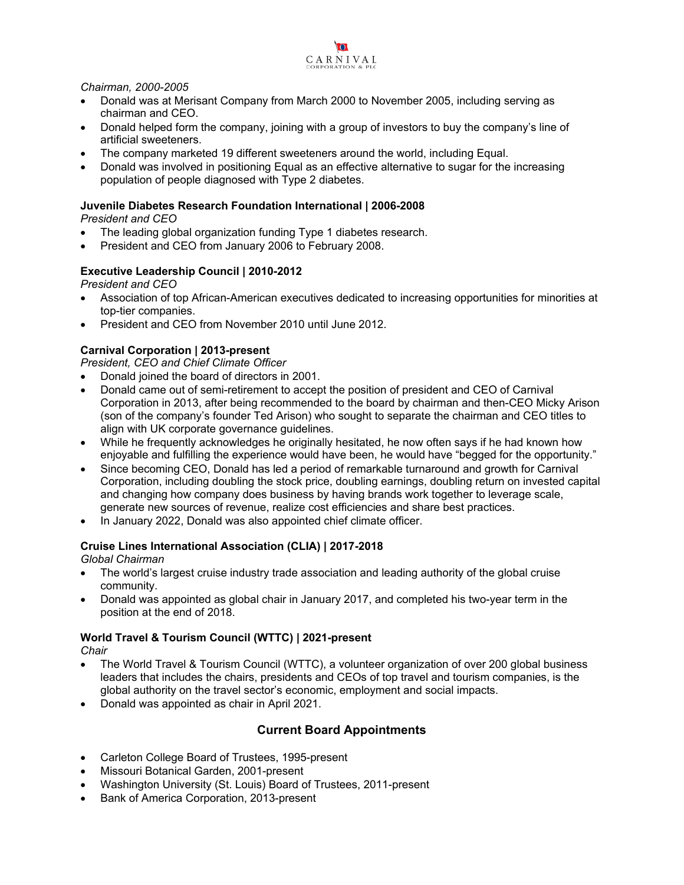*Chairman, 2000-2005*

- Donald was at Merisant Company from March 2000 to November 2005, including serving as chairman and CEO.
- Donald helped form the company, joining with a group of investors to buy the company's line of artificial sweeteners.
- The company marketed 19 different sweeteners around the world, including Equal.
- Donald was involved in positioning Equal as an effective alternative to sugar for the increasing population of people diagnosed with Type 2 diabetes.

**Juvenile Diabetes Research Foundation International | 2006-2008**

*President and CEO*

- The leading global organization funding Type 1 diabetes research.
- President and CEO from January 2006 to February 2008.

**Executive Leadership Council | 2010-2012**

*President and CEO*

- Association of top African-American executives dedicated to increasing opportunities for minorities at top-tier companies.
- President and CEO from November 2010 until June 2012.

**Carnival Corporation | 2013-present**

*President, CEO and Chief Climate Officer*

- Donald joined the board of directors in 2001.
- Donald came out of semi-retirement to accept the position of president and CEO of Carnival Corporation in 2013, after being recommended to the board by chairman and then-CEO Micky Arison (son of the company's founder Ted Arison) who sought to separate the chairman and CEO titles to align with UK corporate governance guidelines.
- While he frequently acknowledges he originally hesitated, he now often says if he had known how enjoyable and fulfilling the experience would have been, he would have "begged for the opportunity."
- Since becoming CEO, Donald has led a period of remarkable turnaround and growth for Carnival Corporation, including doubling the stock price, doubling earnings, doubling return on invested capital and changing how company does business by having brands work together to leverage scale, generate new sources of revenue, realize cost efficiencies and share best practices.
- In January 2022, Donald was also appointed chief climate officer.

**Cruise Lines International Association (CLIA) | 2017-2018**

*Global Chairman*

- The world's largest cruise industry trade association and leading authority of the global cruise community.
- Donald was appointed as global chair in January 2017, and completed his two-year term in the position at the end of 2018.

**World Travel & Tourism Council (WTTC) | 2021-present**

*Chair*

- The World Travel & Tourism Council (WTTC), a volunteer organization of over 200 global business leaders that includes the chairs, presidents and CEOs of top travel and tourism companies, is the global authority on the travel sector's economic, employment and social impacts.
- Donald was appointed as chair in April 2021.

## Current Board Appointments

- Carleton College Board of Trustees, 1995-present
- Missouri Botanical Garden, 2001-present
- Washington University (St. Louis) Board of Trustees, 2011-present
- Bank of America Corporation, 2013-present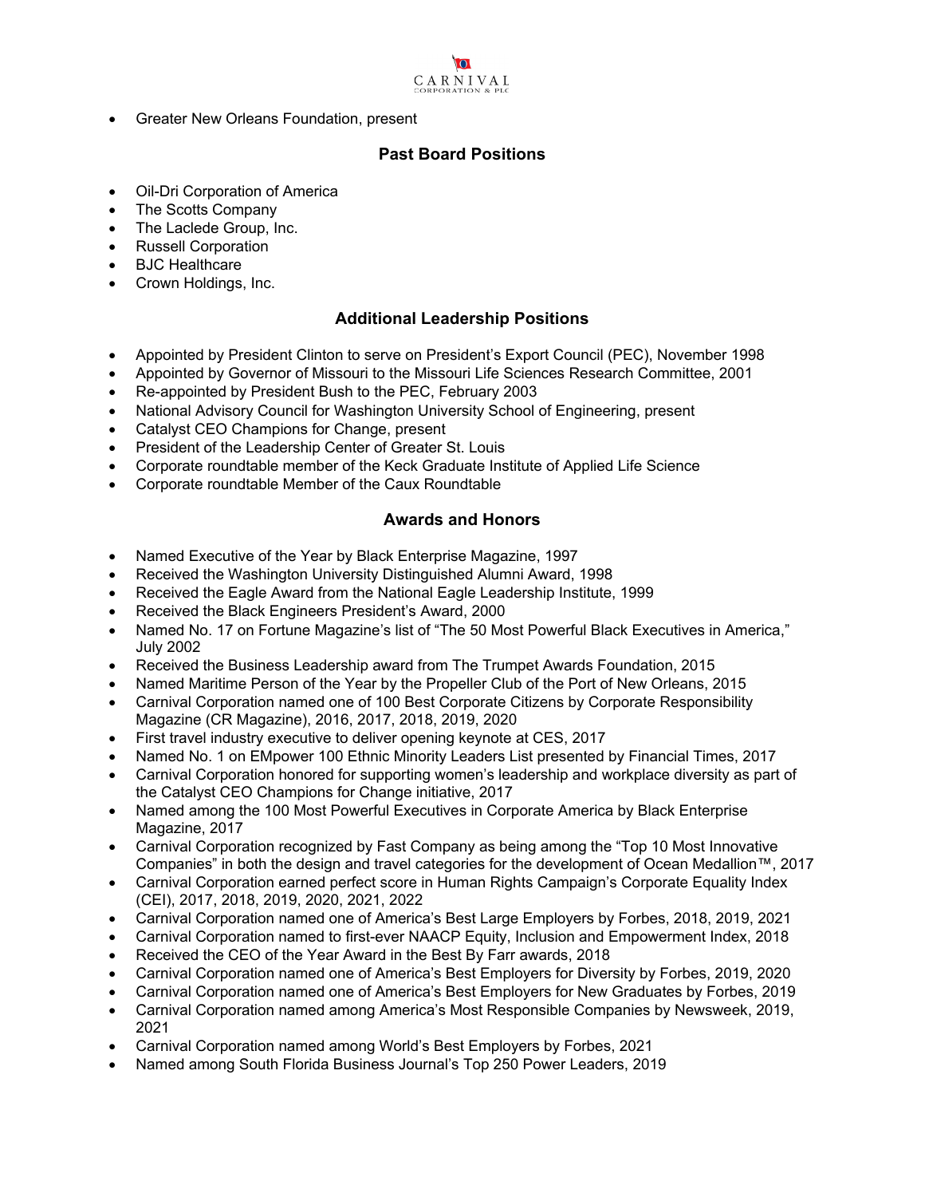- Greater New Orleans Foundation, present

## Past Board Positions

- Oil-Dri Corporation of America
- The Scotts Company
- The Laclede Group, Inc.
- Russell Corporation
- BJC Healthcare
- Crown Holdings, Inc.

## Additional Leadership Positions

- Appointed by President Clinton to serve on President's Export Council (PEC), November 1998
- Appointed by Governor of Missouri to the Missouri Life Sciences Research Committee, 2001
- Re-appointed by President Bush to the PEC, February 2003
- National Advisory Council for Washington University School of Engineering, present
- Catalyst CEO Champions for Change, present
- President of the Leadership Center of Greater St. Louis
- Corporate roundtable member of the Keck Graduate Institute of Applied Life Science
- Corporate roundtable Member of the Caux Roundtable

## Awards and Honors

- Named Executive of the Year by Black Enterprise Magazine, 1997
- Received the Washington University Distinguished Alumni Award, 1998
- Received the Eagle Award from the National Eagle Leadership Institute, 1999
- Received the Black Engineers President's Award, 2000
- Named No. 17 on Fortune Magazine's list of "The 50 Most Powerful Black Executives in America," July 2002
- Received the Business Leadership award from The Trumpet Awards Foundation, 2015
- Named Maritime Person of the Year by the Propeller Club of the Port of New Orleans, 2015
- Carnival Corporation named one of 100 Best Corporate Citizens by Corporate Responsibility Magazine (CR Magazine), 2016, 2017, 2018, 2019, 2020
- First travel industry executive to deliver opening keynote at CES, 2017
- Named No. 1 on EMpower 100 Ethnic Minority Leaders List presented by Financial Times, 2017
- Carnival Corporation honored for supporting women's leadership and workplace diversity as part of the Catalyst CEO Champions for Change initiative, 2017
- Named among the 100 Most Powerful Executives in Corporate America by Black Enterprise Magazine, 2017
- Carnival Corporation recognized by Fast Company as being among the "Top 10 Most Innovative Companies" in both the design and travel categories for the development of Ocean Medallion™, 2017
- Carnival Corporation earned perfect score in Human Rights Campaign's Corporate Equality Index (CEI), 2017, 2018, 2019, 2020, 2021, 2022
- Carnival Corporation named one of America's Best Large Employers by Forbes, 2018, 2019, 2021
- Carnival Corporation named to first-ever NAACP Equity, Inclusion and Empowerment Index, 2018
- Received the CEO of the Year Award in the Best By Farr awards, 2018
- Carnival Corporation named one of America's Best Employers for Diversity by Forbes, 2019, 2020
- Carnival Corporation named one of America's Best Employers for New Graduates by Forbes, 2019
- Carnival Corporation named among America's Most Responsible Companies by Newsweek, 2019, 2021
- Carnival Corporation named among World's Best Employers by Forbes, 2021
- Named among South Florida Business Journal's Top 250 Power Leaders, 2019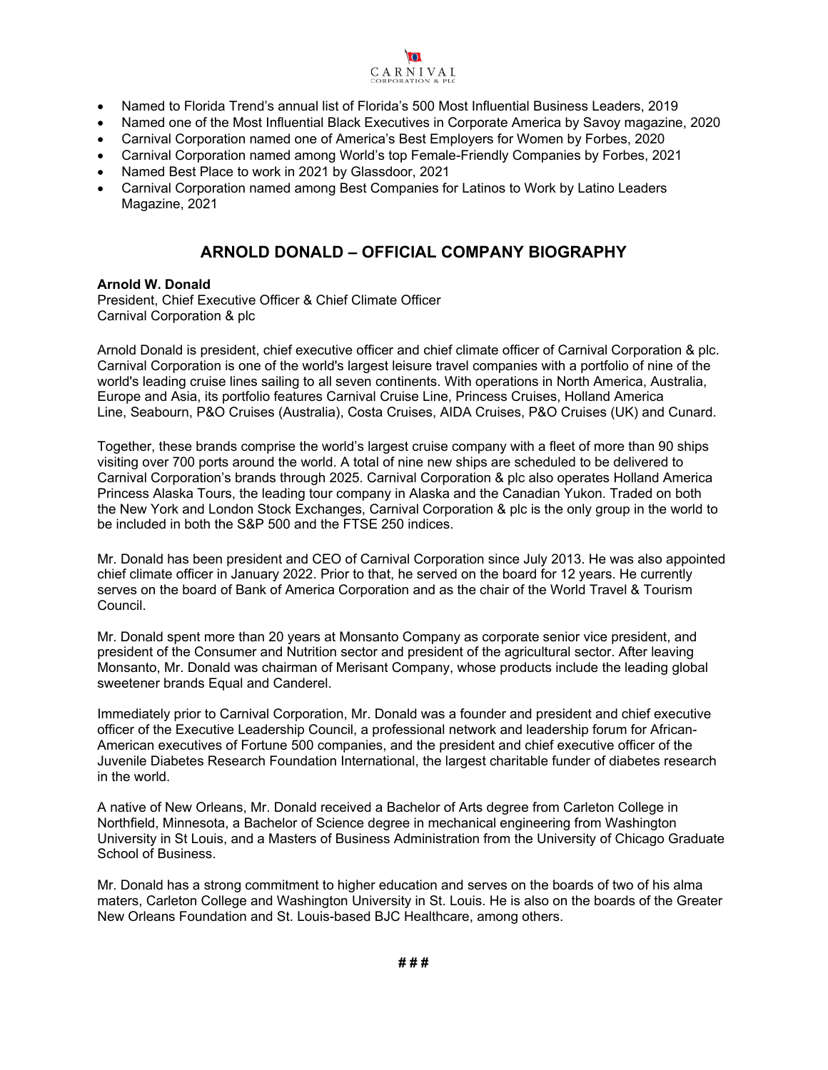- Named to Florida Trend's annual list of Florida's 500 Most Influential Business Leaders, 2019
- Named one of the Most Influential Black Executives in Corporate America by Savoy magazine, 2020
- Carnival Corporation named one of America's Best Employers for Women by Forbes, 2020
- Carnival Corporation named among World's top Female-Friendly Companies by Forbes, 2021
- Named Best Place to work in 2021 by Glassdoor, 2021
- Carnival Corporation named among Best Companies for Latinos to Work by Latino Leaders Magazine, 2021

## ARNOLD DONALD – OFFICIAL COMPANY BIOGRAPHY

**Arnold W. Donald**
President, Chief Executive Officer & Chief Climate Officer
Carnival Corporation & plc

Arnold Donald is president, chief executive officer and chief climate officer of Carnival Corporation & plc. Carnival Corporation is one of the world's largest leisure travel companies with a portfolio of nine of the world's leading cruise lines sailing to all seven continents. With operations in North America, Australia, Europe and Asia, its portfolio features Carnival Cruise Line, Princess Cruises, Holland America Line, Seabourn, P&O Cruises (Australia), Costa Cruises, AIDA Cruises, P&O Cruises (UK) and Cunard.

Together, these brands comprise the world's largest cruise company with a fleet of more than 90 ships visiting over 700 ports around the world. A total of nine new ships are scheduled to be delivered to Carnival Corporation's brands through 2025. Carnival Corporation & plc also operates Holland America Princess Alaska Tours, the leading tour company in Alaska and the Canadian Yukon. Traded on both the New York and London Stock Exchanges, Carnival Corporation & plc is the only group in the world to be included in both the S&P 500 and the FTSE 250 indices.

Mr. Donald has been president and CEO of Carnival Corporation since July 2013. He was also appointed chief climate officer in January 2022. Prior to that, he served on the board for 12 years. He currently serves on the board of Bank of America Corporation and as the chair of the World Travel & Tourism Council.

Mr. Donald spent more than 20 years at Monsanto Company as corporate senior vice president, and president of the Consumer and Nutrition sector and president of the agricultural sector. After leaving Monsanto, Mr. Donald was chairman of Merisant Company, whose products include the leading global sweetener brands Equal and Canderel.

Immediately prior to Carnival Corporation, Mr. Donald was a founder and president and chief executive officer of the Executive Leadership Council, a professional network and leadership forum for African-American executives of Fortune 500 companies, and the president and chief executive officer of the Juvenile Diabetes Research Foundation International, the largest charitable funder of diabetes research in the world.

A native of New Orleans, Mr. Donald received a Bachelor of Arts degree from Carleton College in Northfield, Minnesota, a Bachelor of Science degree in mechanical engineering from Washington University in St Louis, and a Masters of Business Administration from the University of Chicago Graduate School of Business.

Mr. Donald has a strong commitment to higher education and serves on the boards of two of his alma maters, Carleton College and Washington University in St. Louis. He is also on the boards of the Greater New Orleans Foundation and St. Louis-based BJC Healthcare, among others.

**# # #**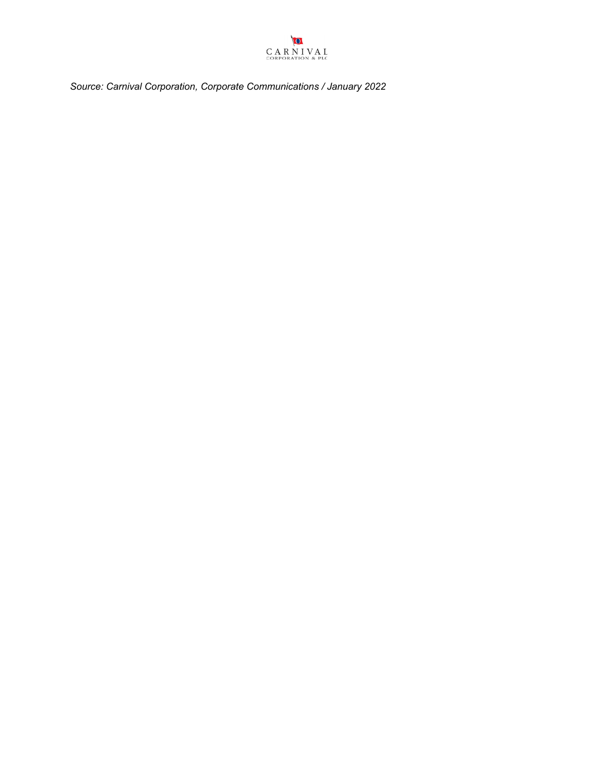*Source: Carnival Corporation, Corporate Communications / January 2022*